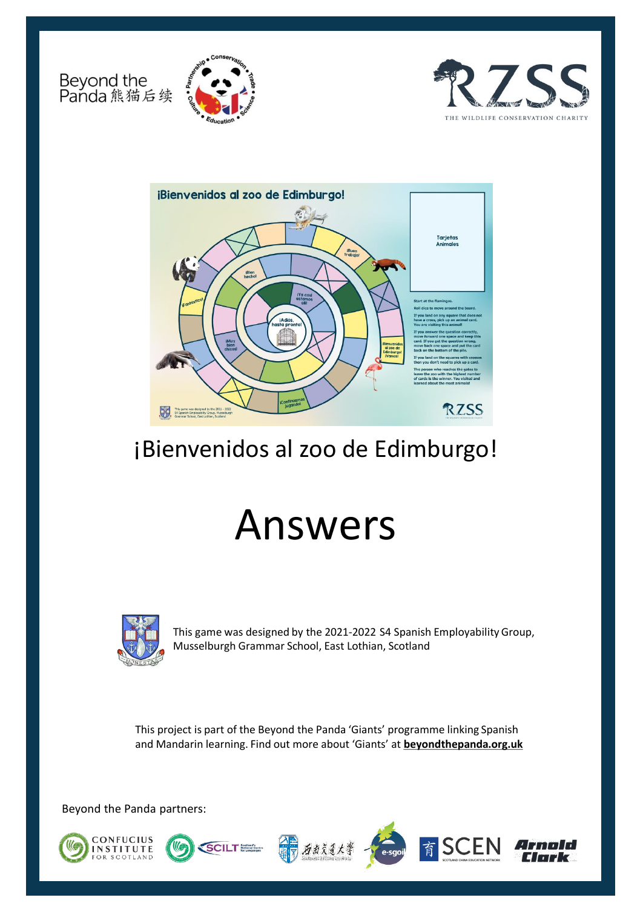# ¡Bienvenidos al zoo de Edimburgo!

# Answers

This game was designed by the 2021-2022 S4 Spanish Employability Group, Musselburgh Grammar School, East Lothian, Scotland

This project is part of the Beyond the Panda 'Giants' programme linking Spanish and Mandarin learning. Find out more about 'Giants' at **beyondthepanda.org.uk**

Beyond the Panda partners: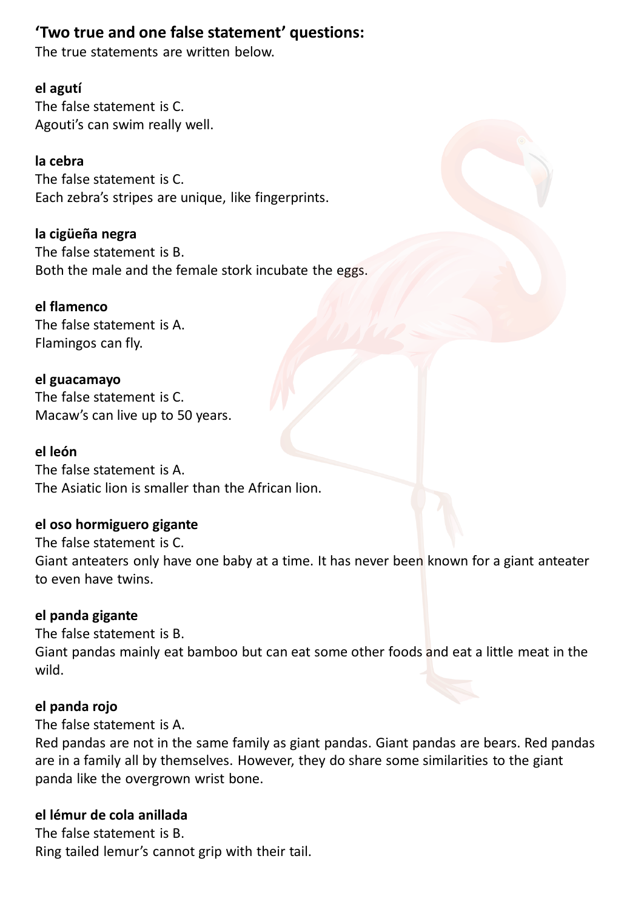## ‘Two true and one false statement’ questions:

The true statements are written below.

**el agutí**

The false statement is C.

Agouti’s can swim really well.

**la cebra**

The false statement is C.

Each zebra’s stripes are unique, like fingerprints.

**la cigüeña negra**

The false statement is B.

Both the male and the female stork incubate the eggs.

**el flamenco**

The false statement is A.

Flamingos can fly.

**el guacamayo**

The false statement is C.

Macaw’s can live up to 50 years.

**el león**

The false statement is A.

The Asiatic lion is smaller than the African lion.

**el oso hormiguero gigante**

The false statement is C.

Giant anteaters only have one baby at a time. It has never been known for a giant anteater to even have twins.

**el panda gigante**

The false statement is B.

Giant pandas mainly eat bamboo but can eat some other foods and eat a little meat in the wild.

**el panda rojo**

The false statement is A.

Red pandas are not in the same family as giant pandas. Giant pandas are bears. Red pandas are in a family all by themselves. However, they do share some similarities to the giant panda like the overgrown wrist bone.

**el lémur de cola anillada**

The false statement is B.

Ring tailed lemur’s cannot grip with their tail.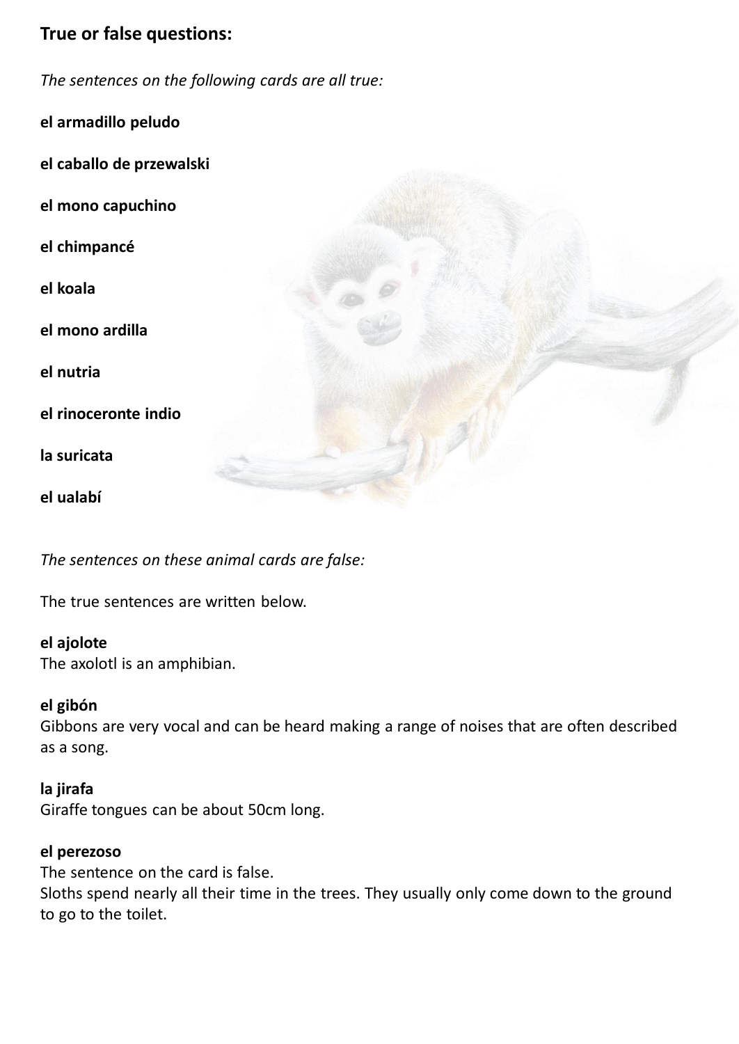## True or false questions:

*The sentences on the following cards are all true:*

**el armadillo peludo**

**el caballo de przewalski**

**el mono capuchino**

**el chimpancé**

**el koala**

**el mono ardilla**

**el nutria**

**el rinoceronte indio**

**la suricata**

**el ualabí**

*The sentences on these animal cards are false:*

The true sentences are written below.

**el ajolote**
The axolotl is an amphibian.

**el gibón**
Gibbons are very vocal and can be heard making a range of noises that are often described as a song.

**la jirafa**
Giraffe tongues can be about 50cm long.

**el perezoso**
The sentence on the card is false.
Sloths spend nearly all their time in the trees. They usually only come down to the ground to go to the toilet.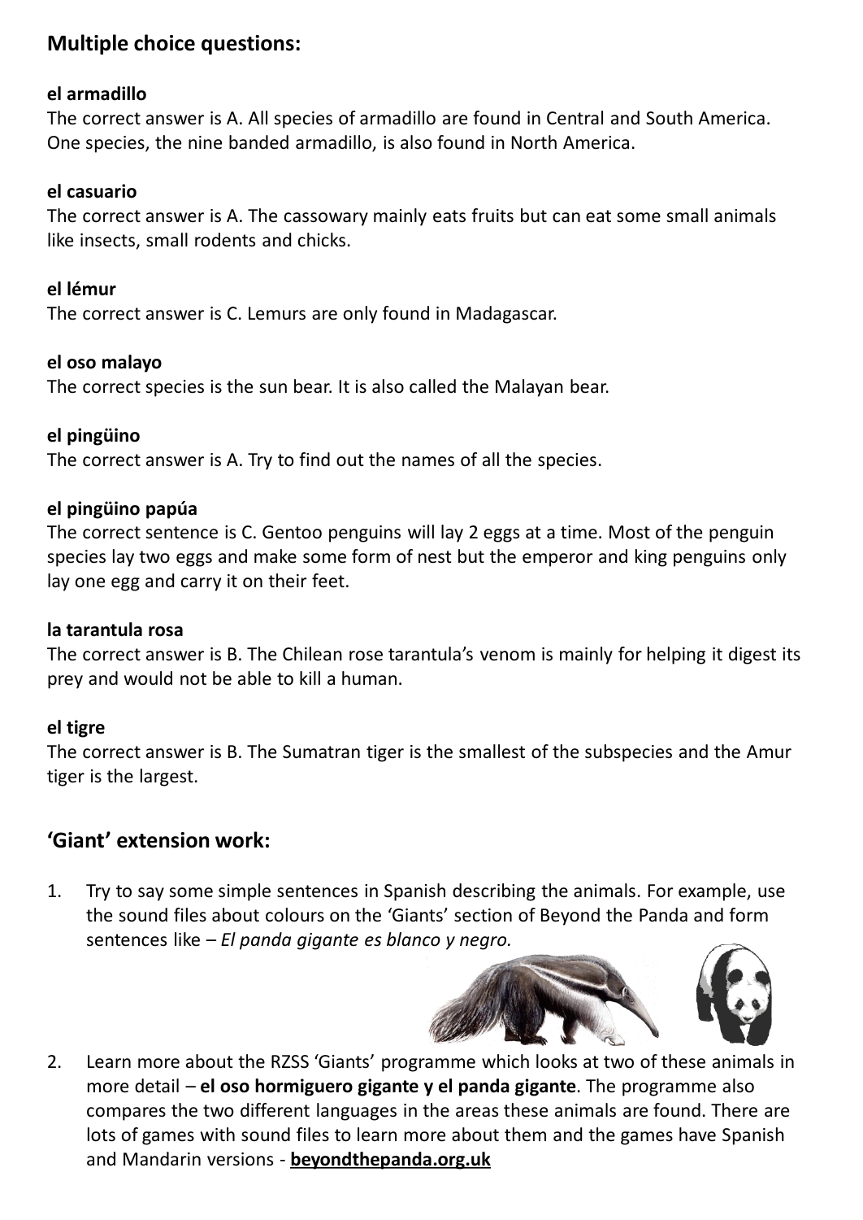## Multiple choice questions:

**el armadillo**

The correct answer is A. All species of armadillo are found in Central and South America. One species, the nine banded armadillo, is also found in North America.

**el casuario**

The correct answer is A. The cassowary mainly eats fruits but can eat some small animals like insects, small rodents and chicks.

**el lémur**

The correct answer is C. Lemurs are only found in Madagascar.

**el oso malayo**

The correct species is the sun bear. It is also called the Malayan bear.

**el pingüino**

The correct answer is A. Try to find out the names of all the species.

**el pingüino papúa**

The correct sentence is C. Gentoo penguins will lay 2 eggs at a time. Most of the penguin species lay two eggs and make some form of nest but the emperor and king penguins only lay one egg and carry it on their feet.

**la tarantula rosa**

The correct answer is B. The Chilean rose tarantula's venom is mainly for helping it digest its prey and would not be able to kill a human.

**el tigre**

The correct answer is B. The Sumatran tiger is the smallest of the subspecies and the Amur tiger is the largest.

## 'Giant' extension work:

1. Try to say some simple sentences in Spanish describing the animals. For example, use the sound files about colours on the 'Giants' section of Beyond the Panda and form sentences like – *El panda gigante es blanco y negro.*

2. Learn more about the RZSS 'Giants' programme which looks at two of these animals in more detail – **el oso hormiguero gigante y el panda gigante**. The programme also compares the two different languages in the areas these animals are found. There are lots of games with sound files to learn more about them and the games have Spanish and Mandarin versions - **beyondthepanda.org.uk**